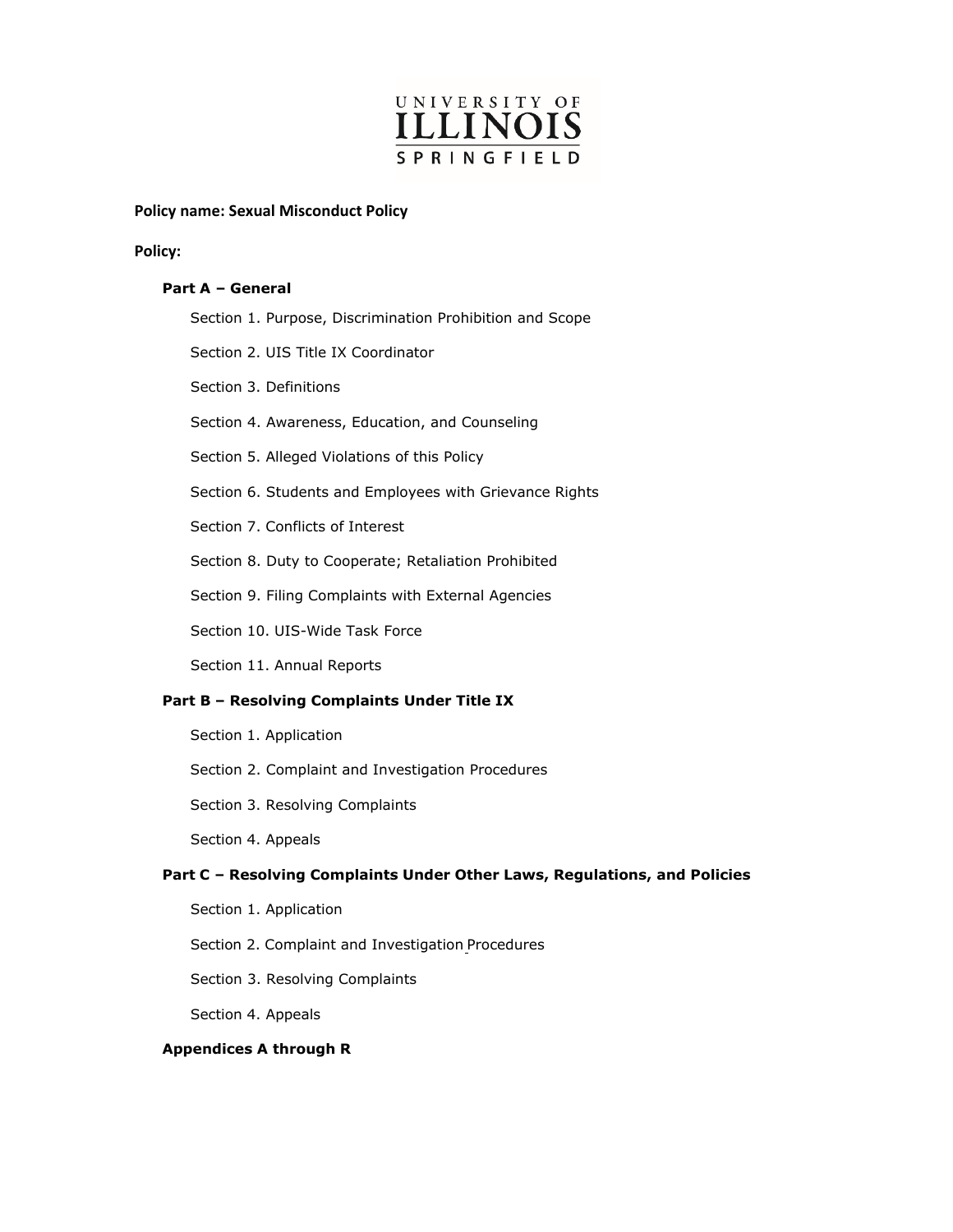UNIVERSITY OF ILLINOIS SPRINGFIELD

**Policy name: Sexual Misconduct Policy**

**Policy:**

**Part A – General**

- Section 1. Purpose, Discrimination Prohibition and Scope
- Section 2. UIS Title IX Coordinator
- Section 3. Definitions
- Section 4. Awareness, Education, and Counseling
- Section 5. Alleged Violations of this Policy
- Section 6. Students and Employees with Grievance Rights
- Section 7. Conflicts of Interest
- Section 8. Duty to Cooperate; Retaliation Prohibited
- Section 9. Filing Complaints with External Agencies
- Section 10. UIS-Wide Task Force
- Section 11. Annual Reports

**Part B – Resolving Complaints Under Title IX**

- Section 1. Application
- Section 2. Complaint and Investigation Procedures
- Section 3. Resolving Complaints
- Section 4. Appeals

**Part C – Resolving Complaints Under Other Laws, Regulations, and Policies**

- Section 1. Application
- Section 2. Complaint and Investigation Procedures
- Section 3. Resolving Complaints
- Section 4. Appeals

**Appendices A through R**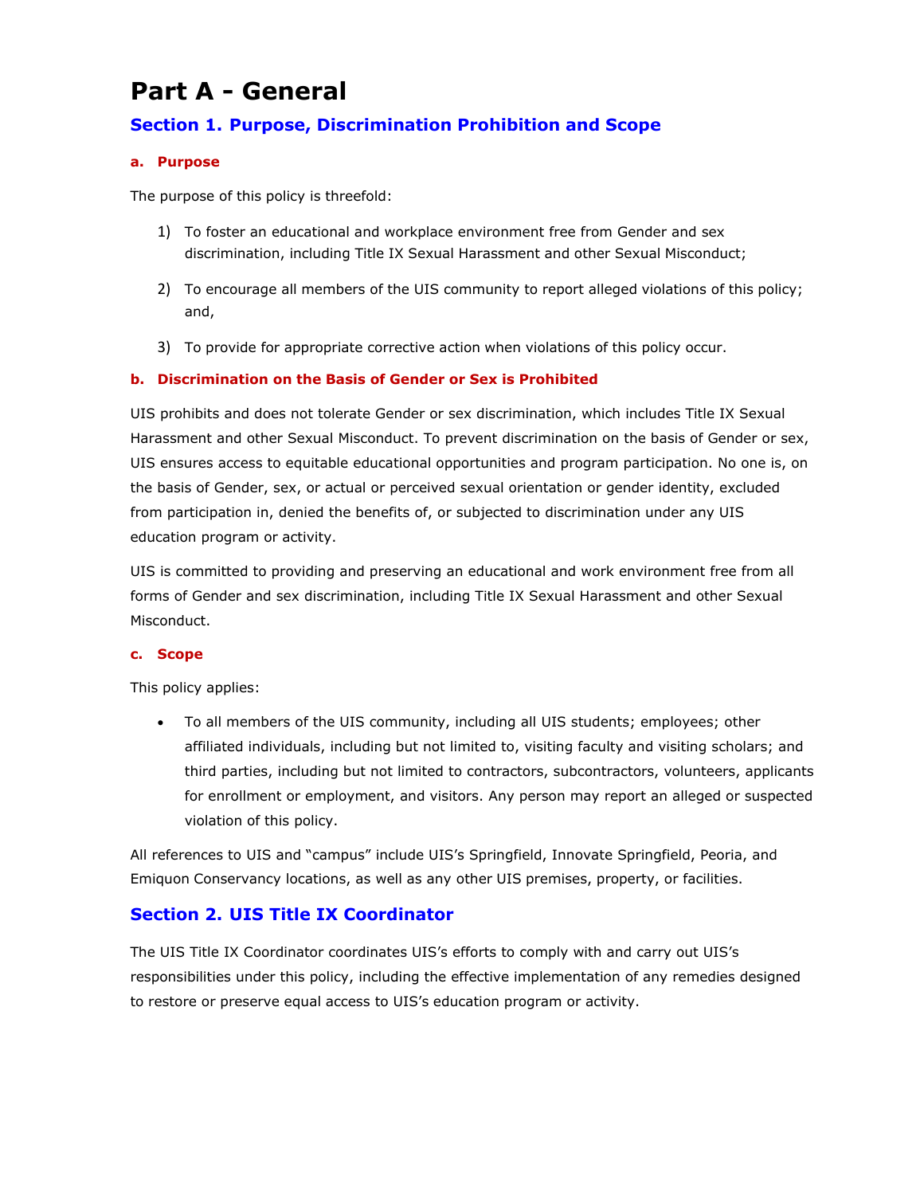# Part A - General

## Section 1. Purpose, Discrimination Prohibition and Scope

### a. Purpose

The purpose of this policy is threefold:

1) To foster an educational and workplace environment free from Gender and sex discrimination, including Title IX Sexual Harassment and other Sexual Misconduct;

2) To encourage all members of the UIS community to report alleged violations of this policy; and,

3) To provide for appropriate corrective action when violations of this policy occur.

### b. Discrimination on the Basis of Gender or Sex is Prohibited

UIS prohibits and does not tolerate Gender or sex discrimination, which includes Title IX Sexual Harassment and other Sexual Misconduct. To prevent discrimination on the basis of Gender or sex, UIS ensures access to equitable educational opportunities and program participation. No one is, on the basis of Gender, sex, or actual or perceived sexual orientation or gender identity, excluded from participation in, denied the benefits of, or subjected to discrimination under any UIS education program or activity.

UIS is committed to providing and preserving an educational and work environment free from all forms of Gender and sex discrimination, including Title IX Sexual Harassment and other Sexual Misconduct.

### c. Scope

This policy applies:

- To all members of the UIS community, including all UIS students; employees; other affiliated individuals, including but not limited to, visiting faculty and visiting scholars; and third parties, including but not limited to contractors, subcontractors, volunteers, applicants for enrollment or employment, and visitors. Any person may report an alleged or suspected violation of this policy.

All references to UIS and "campus" include UIS's Springfield, Innovate Springfield, Peoria, and Emiquon Conservancy locations, as well as any other UIS premises, property, or facilities.

## Section 2. UIS Title IX Coordinator

The UIS Title IX Coordinator coordinates UIS's efforts to comply with and carry out UIS's responsibilities under this policy, including the effective implementation of any remedies designed to restore or preserve equal access to UIS's education program or activity.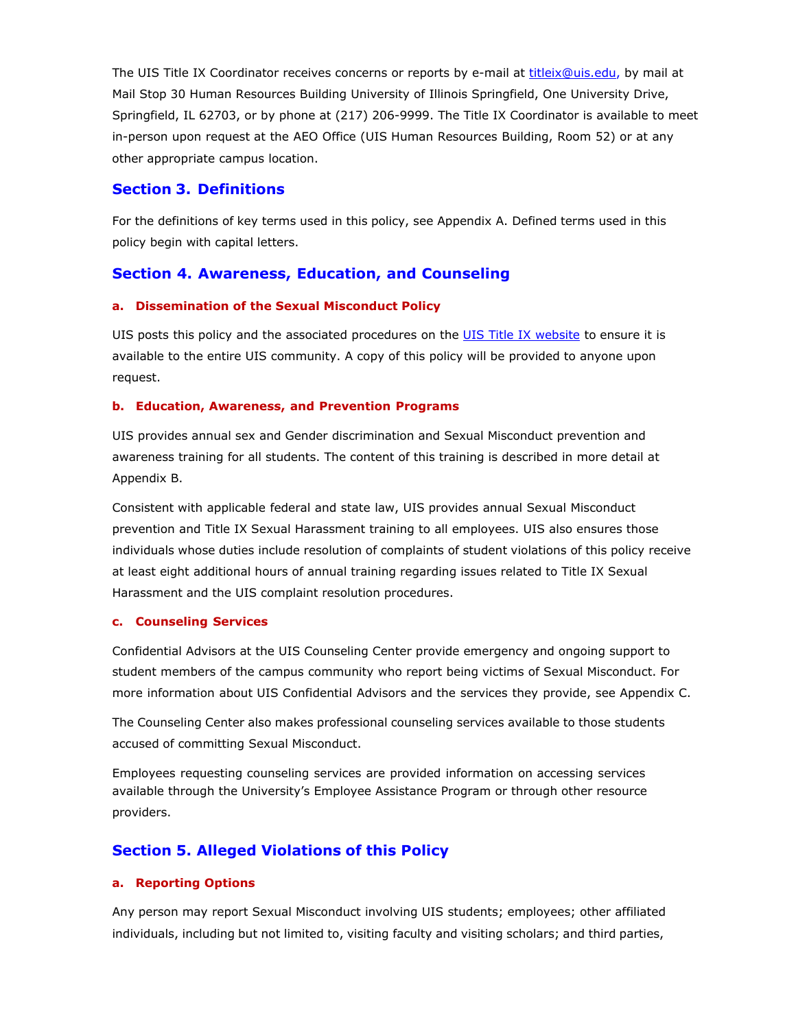The UIS Title IX Coordinator receives concerns or reports by e-mail at titleix@uis.edu, by mail at Mail Stop 30 Human Resources Building University of Illinois Springfield, One University Drive, Springfield, IL 62703, or by phone at (217) 206-9999. The Title IX Coordinator is available to meet in-person upon request at the AEO Office (UIS Human Resources Building, Room 52) or at any other appropriate campus location.

## Section 3. Definitions

For the definitions of key terms used in this policy, see Appendix A. Defined terms used in this policy begin with capital letters.

## Section 4. Awareness, Education, and Counseling

### a. Dissemination of the Sexual Misconduct Policy

UIS posts this policy and the associated procedures on the UIS Title IX website to ensure it is available to the entire UIS community. A copy of this policy will be provided to anyone upon request.

### b. Education, Awareness, and Prevention Programs

UIS provides annual sex and Gender discrimination and Sexual Misconduct prevention and awareness training for all students. The content of this training is described in more detail at Appendix B.

Consistent with applicable federal and state law, UIS provides annual Sexual Misconduct prevention and Title IX Sexual Harassment training to all employees. UIS also ensures those individuals whose duties include resolution of complaints of student violations of this policy receive at least eight additional hours of annual training regarding issues related to Title IX Sexual Harassment and the UIS complaint resolution procedures.

### c. Counseling Services

Confidential Advisors at the UIS Counseling Center provide emergency and ongoing support to student members of the campus community who report being victims of Sexual Misconduct. For more information about UIS Confidential Advisors and the services they provide, see Appendix C.

The Counseling Center also makes professional counseling services available to those students accused of committing Sexual Misconduct.

Employees requesting counseling services are provided information on accessing services available through the University's Employee Assistance Program or through other resource providers.

## Section 5. Alleged Violations of this Policy

### a. Reporting Options

Any person may report Sexual Misconduct involving UIS students; employees; other affiliated individuals, including but not limited to, visiting faculty and visiting scholars; and third parties,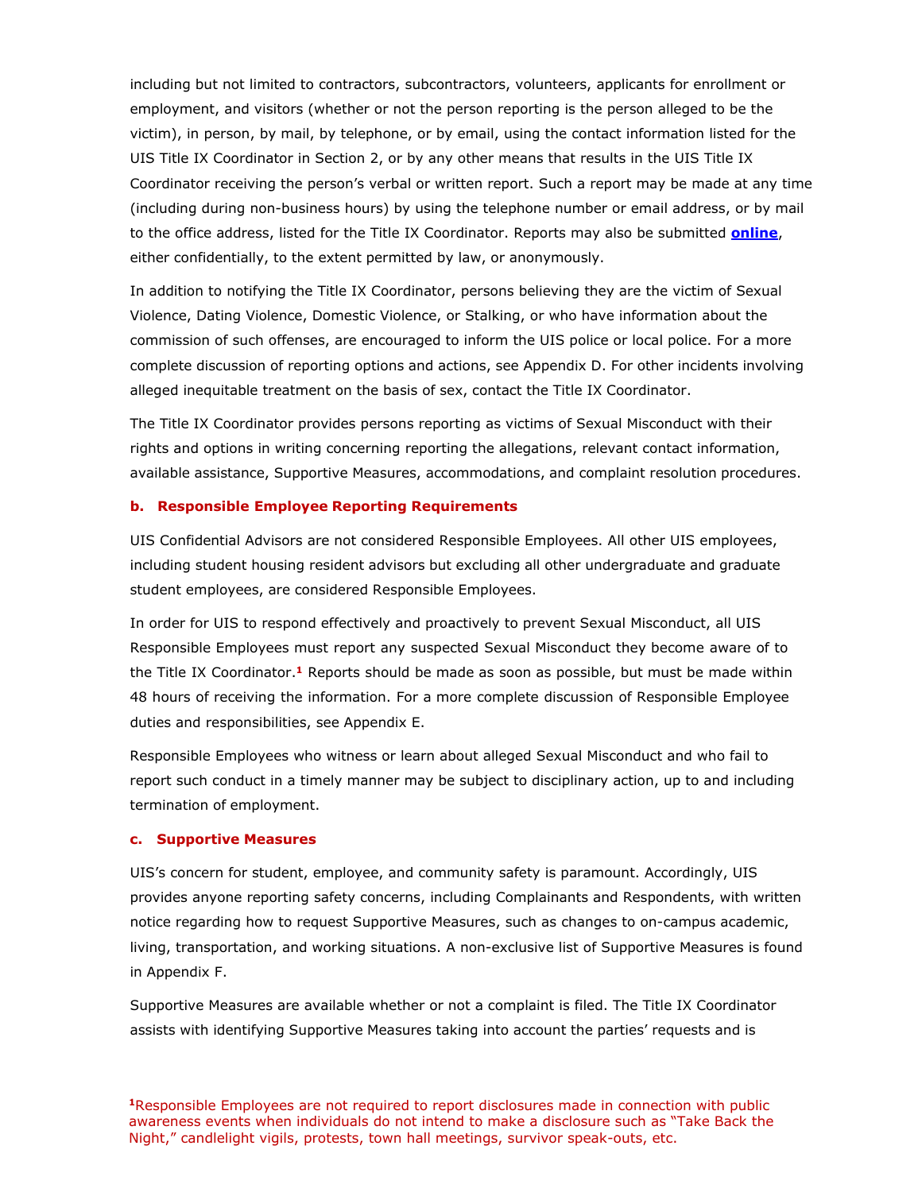including but not limited to contractors, subcontractors, volunteers, applicants for enrollment or employment, and visitors (whether or not the person reporting is the person alleged to be the victim), in person, by mail, by telephone, or by email, using the contact information listed for the UIS Title IX Coordinator in Section 2, or by any other means that results in the UIS Title IX Coordinator receiving the person's verbal or written report. Such a report may be made at any time (including during non-business hours) by using the telephone number or email address, or by mail to the office address, listed for the Title IX Coordinator. Reports may also be submitted **online**, either confidentially, to the extent permitted by law, or anonymously.

In addition to notifying the Title IX Coordinator, persons believing they are the victim of Sexual Violence, Dating Violence, Domestic Violence, or Stalking, or who have information about the commission of such offenses, are encouraged to inform the UIS police or local police. For a more complete discussion of reporting options and actions, see Appendix D. For other incidents involving alleged inequitable treatment on the basis of sex, contact the Title IX Coordinator.

The Title IX Coordinator provides persons reporting as victims of Sexual Misconduct with their rights and options in writing concerning reporting the allegations, relevant contact information, available assistance, Supportive Measures, accommodations, and complaint resolution procedures.

### b. Responsible Employee Reporting Requirements

UIS Confidential Advisors are not considered Responsible Employees. All other UIS employees, including student housing resident advisors but excluding all other undergraduate and graduate student employees, are considered Responsible Employees.

In order for UIS to respond effectively and proactively to prevent Sexual Misconduct, all UIS Responsible Employees must report any suspected Sexual Misconduct they become aware of to the Title IX Coordinator.[1] Reports should be made as soon as possible, but must be made within 48 hours of receiving the information. For a more complete discussion of Responsible Employee duties and responsibilities, see Appendix E.

Responsible Employees who witness or learn about alleged Sexual Misconduct and who fail to report such conduct in a timely manner may be subject to disciplinary action, up to and including termination of employment.

### c. Supportive Measures

UIS's concern for student, employee, and community safety is paramount. Accordingly, UIS provides anyone reporting safety concerns, including Complainants and Respondents, with written notice regarding how to request Supportive Measures, such as changes to on-campus academic, living, transportation, and working situations. A non-exclusive list of Supportive Measures is found in Appendix F.

Supportive Measures are available whether or not a complaint is filed. The Title IX Coordinator assists with identifying Supportive Measures taking into account the parties' requests and is

[1] Responsible Employees are not required to report disclosures made in connection with public awareness events when individuals do not intend to make a disclosure such as "Take Back the Night," candlelight vigils, protests, town hall meetings, survivor speak-outs, etc.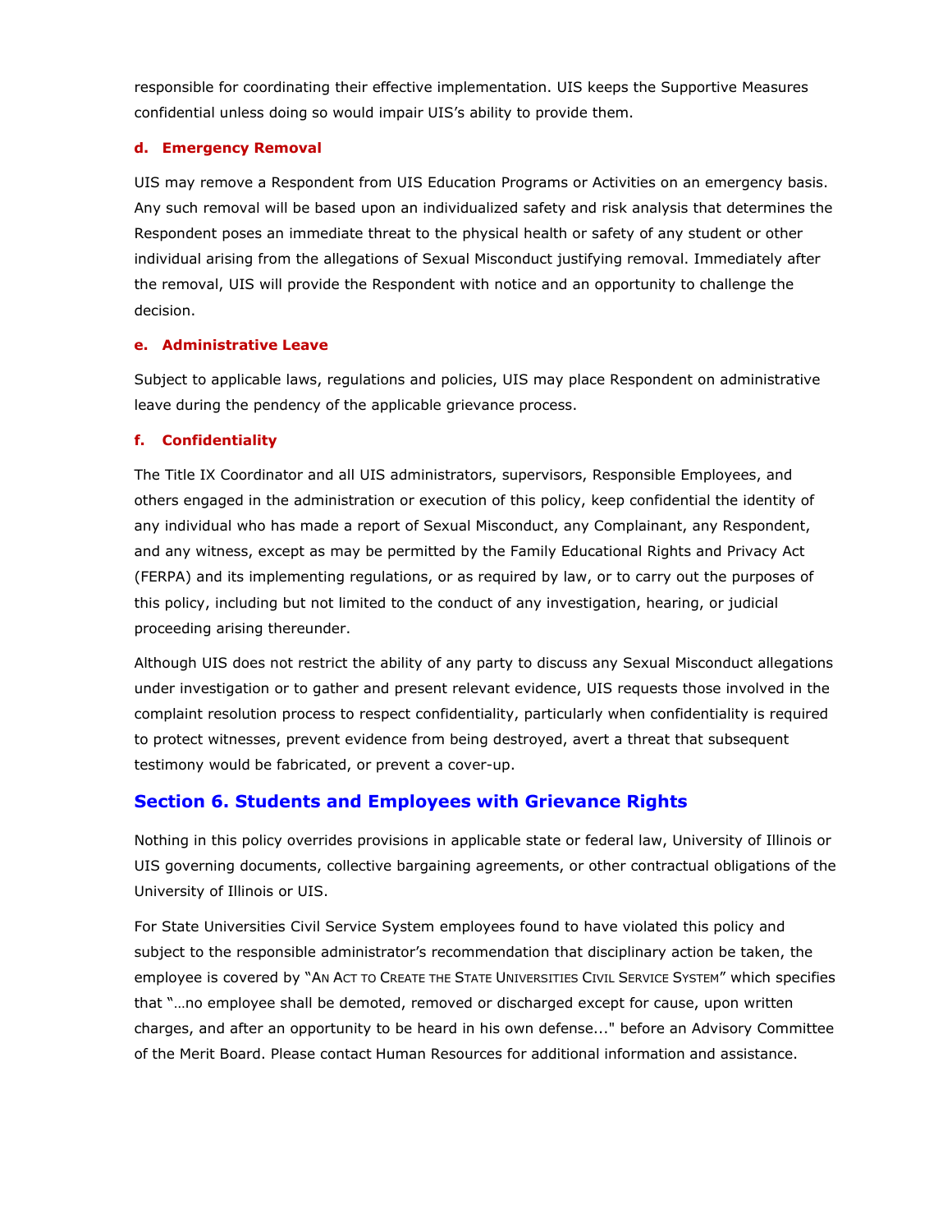responsible for coordinating their effective implementation. UIS keeps the Supportive Measures confidential unless doing so would impair UIS's ability to provide them.

#### d. Emergency Removal

UIS may remove a Respondent from UIS Education Programs or Activities on an emergency basis. Any such removal will be based upon an individualized safety and risk analysis that determines the Respondent poses an immediate threat to the physical health or safety of any student or other individual arising from the allegations of Sexual Misconduct justifying removal. Immediately after the removal, UIS will provide the Respondent with notice and an opportunity to challenge the decision.

#### e. Administrative Leave

Subject to applicable laws, regulations and policies, UIS may place Respondent on administrative leave during the pendency of the applicable grievance process.

#### f. Confidentiality

The Title IX Coordinator and all UIS administrators, supervisors, Responsible Employees, and others engaged in the administration or execution of this policy, keep confidential the identity of any individual who has made a report of Sexual Misconduct, any Complainant, any Respondent, and any witness, except as may be permitted by the Family Educational Rights and Privacy Act (FERPA) and its implementing regulations, or as required by law, or to carry out the purposes of this policy, including but not limited to the conduct of any investigation, hearing, or judicial proceeding arising thereunder.

Although UIS does not restrict the ability of any party to discuss any Sexual Misconduct allegations under investigation or to gather and present relevant evidence, UIS requests those involved in the complaint resolution process to respect confidentiality, particularly when confidentiality is required to protect witnesses, prevent evidence from being destroyed, avert a threat that subsequent testimony would be fabricated, or prevent a cover-up.

## Section 6. Students and Employees with Grievance Rights

Nothing in this policy overrides provisions in applicable state or federal law, University of Illinois or UIS governing documents, collective bargaining agreements, or other contractual obligations of the University of Illinois or UIS.

For State Universities Civil Service System employees found to have violated this policy and subject to the responsible administrator's recommendation that disciplinary action be taken, the employee is covered by "AN ACT TO CREATE THE STATE UNIVERSITIES CIVIL SERVICE SYSTEM" which specifies that "…no employee shall be demoted, removed or discharged except for cause, upon written charges, and after an opportunity to be heard in his own defense..." before an Advisory Committee of the Merit Board. Please contact Human Resources for additional information and assistance.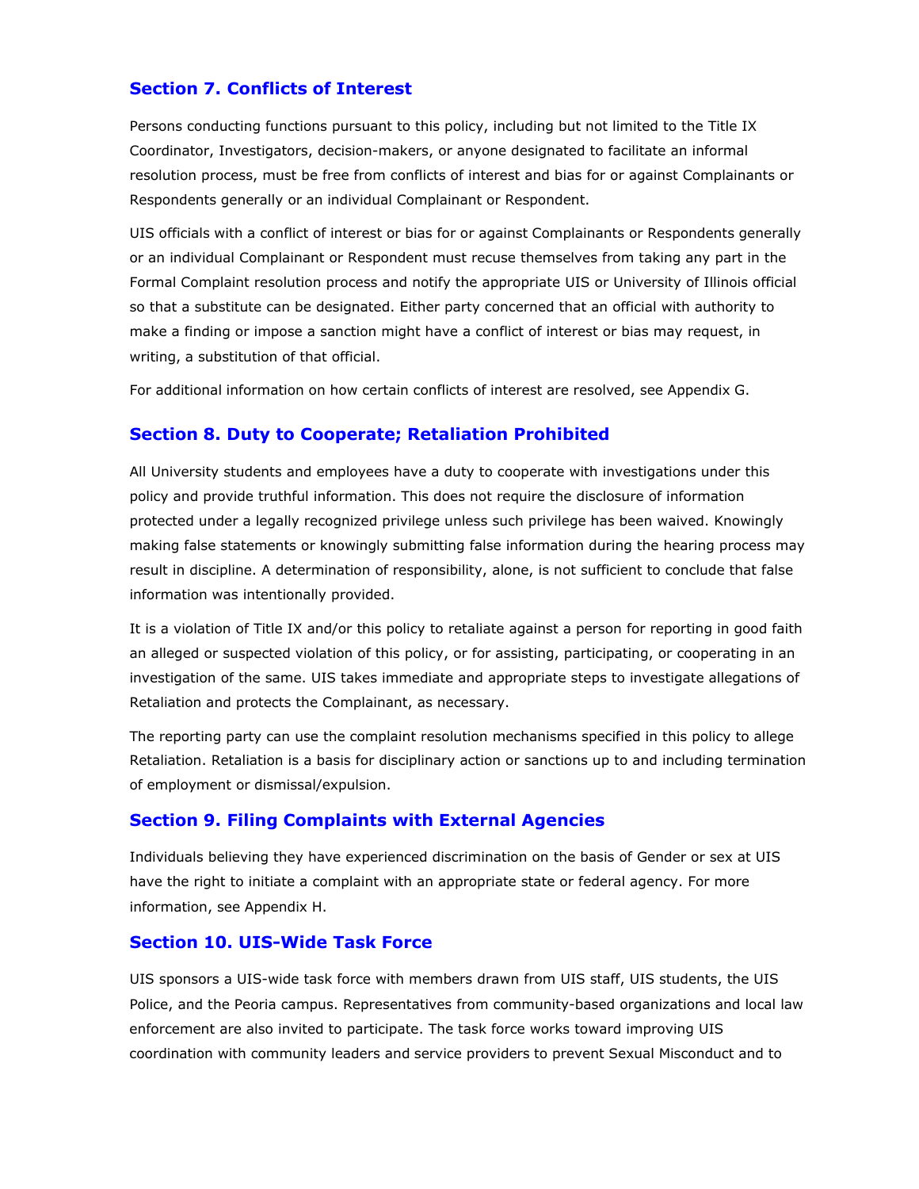## Section 7. Conflicts of Interest

Persons conducting functions pursuant to this policy, including but not limited to the Title IX Coordinator, Investigators, decision-makers, or anyone designated to facilitate an informal resolution process, must be free from conflicts of interest and bias for or against Complainants or Respondents generally or an individual Complainant or Respondent.

UIS officials with a conflict of interest or bias for or against Complainants or Respondents generally or an individual Complainant or Respondent must recuse themselves from taking any part in the Formal Complaint resolution process and notify the appropriate UIS or University of Illinois official so that a substitute can be designated. Either party concerned that an official with authority to make a finding or impose a sanction might have a conflict of interest or bias may request, in writing, a substitution of that official.

For additional information on how certain conflicts of interest are resolved, see Appendix G.

## Section 8. Duty to Cooperate; Retaliation Prohibited

All University students and employees have a duty to cooperate with investigations under this policy and provide truthful information. This does not require the disclosure of information protected under a legally recognized privilege unless such privilege has been waived. Knowingly making false statements or knowingly submitting false information during the hearing process may result in discipline. A determination of responsibility, alone, is not sufficient to conclude that false information was intentionally provided.

It is a violation of Title IX and/or this policy to retaliate against a person for reporting in good faith an alleged or suspected violation of this policy, or for assisting, participating, or cooperating in an investigation of the same. UIS takes immediate and appropriate steps to investigate allegations of Retaliation and protects the Complainant, as necessary.

The reporting party can use the complaint resolution mechanisms specified in this policy to allege Retaliation. Retaliation is a basis for disciplinary action or sanctions up to and including termination of employment or dismissal/expulsion.

## Section 9. Filing Complaints with External Agencies

Individuals believing they have experienced discrimination on the basis of Gender or sex at UIS have the right to initiate a complaint with an appropriate state or federal agency. For more information, see Appendix H.

## Section 10. UIS-Wide Task Force

UIS sponsors a UIS-wide task force with members drawn from UIS staff, UIS students, the UIS Police, and the Peoria campus. Representatives from community-based organizations and local law enforcement are also invited to participate. The task force works toward improving UIS coordination with community leaders and service providers to prevent Sexual Misconduct and to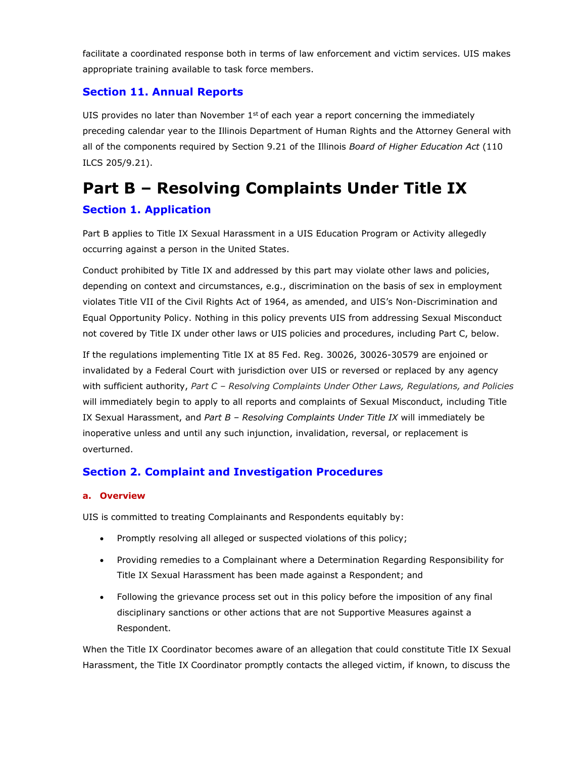facilitate a coordinated response both in terms of law enforcement and victim services. UIS makes appropriate training available to task force members.

### Section 11. Annual Reports

UIS provides no later than November 1st of each year a report concerning the immediately preceding calendar year to the Illinois Department of Human Rights and the Attorney General with all of the components required by Section 9.21 of the Illinois *Board of Higher Education Act* (110 ILCS 205/9.21).

# Part B – Resolving Complaints Under Title IX

### Section 1. Application

Part B applies to Title IX Sexual Harassment in a UIS Education Program or Activity allegedly occurring against a person in the United States.

Conduct prohibited by Title IX and addressed by this part may violate other laws and policies, depending on context and circumstances, e.g., discrimination on the basis of sex in employment violates Title VII of the Civil Rights Act of 1964, as amended, and UIS's Non-Discrimination and Equal Opportunity Policy. Nothing in this policy prevents UIS from addressing Sexual Misconduct not covered by Title IX under other laws or UIS policies and procedures, including Part C, below.

If the regulations implementing Title IX at 85 Fed. Reg. 30026, 30026-30579 are enjoined or invalidated by a Federal Court with jurisdiction over UIS or reversed or replaced by any agency with sufficient authority, *Part C – Resolving Complaints Under Other Laws, Regulations, and Policies* will immediately begin to apply to all reports and complaints of Sexual Misconduct, including Title IX Sexual Harassment, and *Part B – Resolving Complaints Under Title IX* will immediately be inoperative unless and until any such injunction, invalidation, reversal, or replacement is overturned.

### Section 2. Complaint and Investigation Procedures

#### a. Overview

UIS is committed to treating Complainants and Respondents equitably by:

- Promptly resolving all alleged or suspected violations of this policy;
- Providing remedies to a Complainant where a Determination Regarding Responsibility for Title IX Sexual Harassment has been made against a Respondent; and
- Following the grievance process set out in this policy before the imposition of any final disciplinary sanctions or other actions that are not Supportive Measures against a Respondent.

When the Title IX Coordinator becomes aware of an allegation that could constitute Title IX Sexual Harassment, the Title IX Coordinator promptly contacts the alleged victim, if known, to discuss the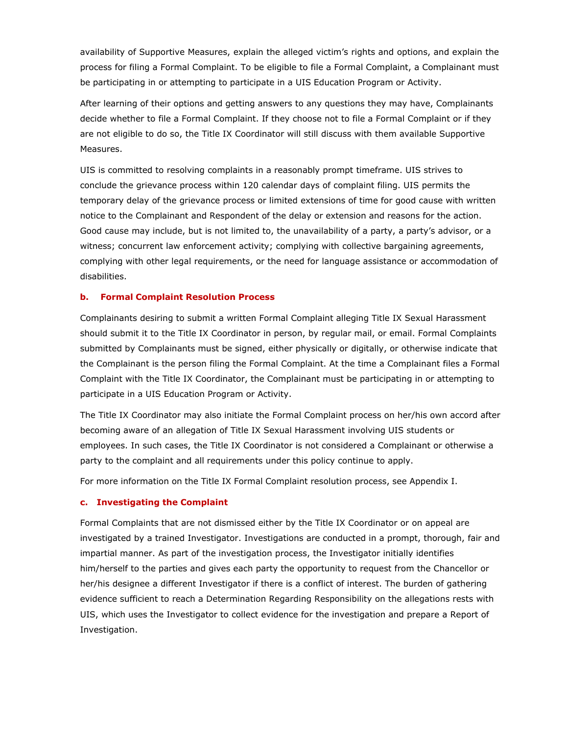availability of Supportive Measures, explain the alleged victim's rights and options, and explain the process for filing a Formal Complaint. To be eligible to file a Formal Complaint, a Complainant must be participating in or attempting to participate in a UIS Education Program or Activity.

After learning of their options and getting answers to any questions they may have, Complainants decide whether to file a Formal Complaint. If they choose not to file a Formal Complaint or if they are not eligible to do so, the Title IX Coordinator will still discuss with them available Supportive Measures.

UIS is committed to resolving complaints in a reasonably prompt timeframe. UIS strives to conclude the grievance process within 120 calendar days of complaint filing. UIS permits the temporary delay of the grievance process or limited extensions of time for good cause with written notice to the Complainant and Respondent of the delay or extension and reasons for the action. Good cause may include, but is not limited to, the unavailability of a party, a party's advisor, or a witness; concurrent law enforcement activity; complying with collective bargaining agreements, complying with other legal requirements, or the need for language assistance or accommodation of disabilities.

### b. Formal Complaint Resolution Process

Complainants desiring to submit a written Formal Complaint alleging Title IX Sexual Harassment should submit it to the Title IX Coordinator in person, by regular mail, or email. Formal Complaints submitted by Complainants must be signed, either physically or digitally, or otherwise indicate that the Complainant is the person filing the Formal Complaint. At the time a Complainant files a Formal Complaint with the Title IX Coordinator, the Complainant must be participating in or attempting to participate in a UIS Education Program or Activity.

The Title IX Coordinator may also initiate the Formal Complaint process on her/his own accord after becoming aware of an allegation of Title IX Sexual Harassment involving UIS students or employees. In such cases, the Title IX Coordinator is not considered a Complainant or otherwise a party to the complaint and all requirements under this policy continue to apply.

For more information on the Title IX Formal Complaint resolution process, see Appendix I.

### c. Investigating the Complaint

Formal Complaints that are not dismissed either by the Title IX Coordinator or on appeal are investigated by a trained Investigator. Investigations are conducted in a prompt, thorough, fair and impartial manner. As part of the investigation process, the Investigator initially identifies him/herself to the parties and gives each party the opportunity to request from the Chancellor or her/his designee a different Investigator if there is a conflict of interest. The burden of gathering evidence sufficient to reach a Determination Regarding Responsibility on the allegations rests with UIS, which uses the Investigator to collect evidence for the investigation and prepare a Report of Investigation.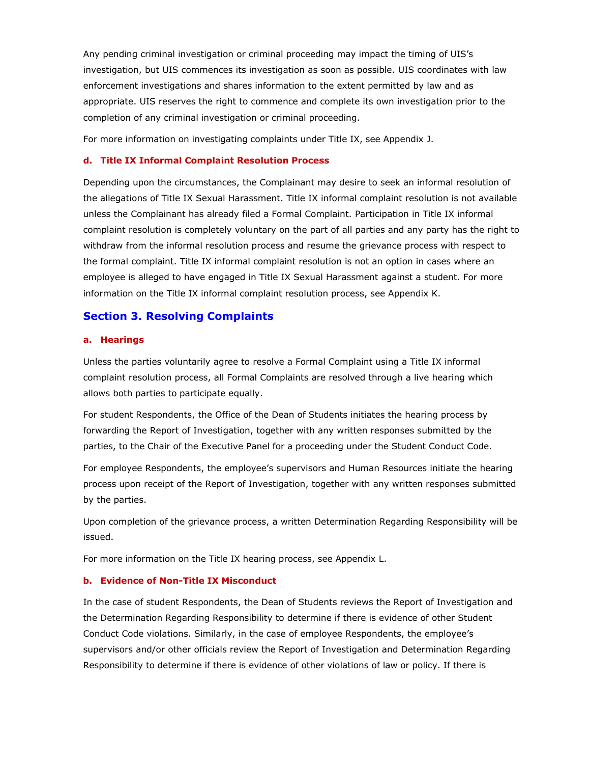Any pending criminal investigation or criminal proceeding may impact the timing of UIS's investigation, but UIS commences its investigation as soon as possible. UIS coordinates with law enforcement investigations and shares information to the extent permitted by law and as appropriate. UIS reserves the right to commence and complete its own investigation prior to the completion of any criminal investigation or criminal proceeding.

For more information on investigating complaints under Title IX, see Appendix J.

### d. Title IX Informal Complaint Resolution Process

Depending upon the circumstances, the Complainant may desire to seek an informal resolution of the allegations of Title IX Sexual Harassment. Title IX informal complaint resolution is not available unless the Complainant has already filed a Formal Complaint. Participation in Title IX informal complaint resolution is completely voluntary on the part of all parties and any party has the right to withdraw from the informal resolution process and resume the grievance process with respect to the formal complaint. Title IX informal complaint resolution is not an option in cases where an employee is alleged to have engaged in Title IX Sexual Harassment against a student. For more information on the Title IX informal complaint resolution process, see Appendix K.

## Section 3. Resolving Complaints

### a. Hearings

Unless the parties voluntarily agree to resolve a Formal Complaint using a Title IX informal complaint resolution process, all Formal Complaints are resolved through a live hearing which allows both parties to participate equally.

For student Respondents, the Office of the Dean of Students initiates the hearing process by forwarding the Report of Investigation, together with any written responses submitted by the parties, to the Chair of the Executive Panel for a proceeding under the Student Conduct Code.

For employee Respondents, the employee's supervisors and Human Resources initiate the hearing process upon receipt of the Report of Investigation, together with any written responses submitted by the parties.

Upon completion of the grievance process, a written Determination Regarding Responsibility will be issued.

For more information on the Title IX hearing process, see Appendix L.

### b. Evidence of Non-Title IX Misconduct

In the case of student Respondents, the Dean of Students reviews the Report of Investigation and the Determination Regarding Responsibility to determine if there is evidence of other Student Conduct Code violations. Similarly, in the case of employee Respondents, the employee's supervisors and/or other officials review the Report of Investigation and Determination Regarding Responsibility to determine if there is evidence of other violations of law or policy. If there is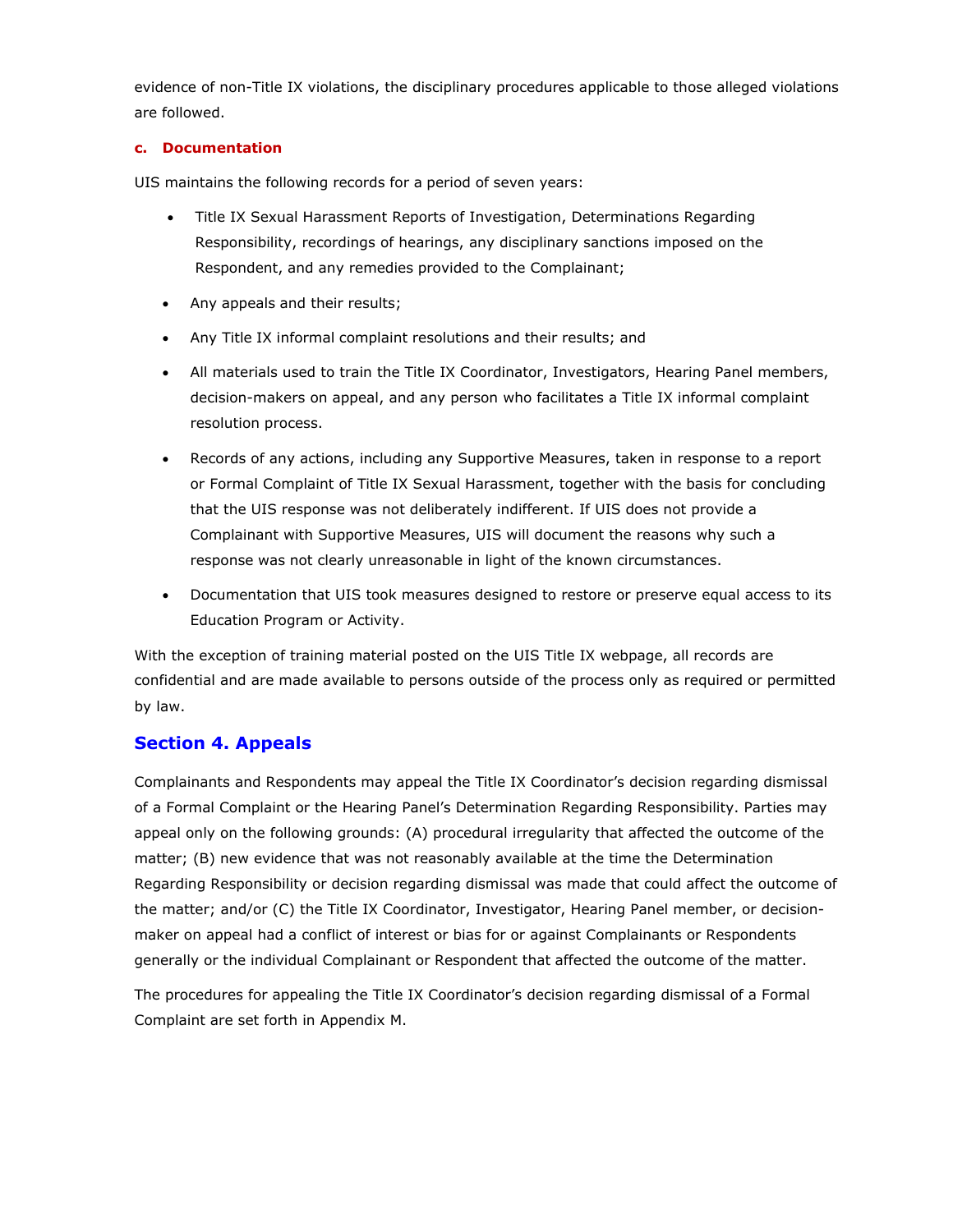evidence of non-Title IX violations, the disciplinary procedures applicable to those alleged violations are followed.

### c. Documentation

UIS maintains the following records for a period of seven years:

- Title IX Sexual Harassment Reports of Investigation, Determinations Regarding Responsibility, recordings of hearings, any disciplinary sanctions imposed on the Respondent, and any remedies provided to the Complainant;
- Any appeals and their results;
- Any Title IX informal complaint resolutions and their results; and
- All materials used to train the Title IX Coordinator, Investigators, Hearing Panel members, decision-makers on appeal, and any person who facilitates a Title IX informal complaint resolution process.
- Records of any actions, including any Supportive Measures, taken in response to a report or Formal Complaint of Title IX Sexual Harassment, together with the basis for concluding that the UIS response was not deliberately indifferent. If UIS does not provide a Complainant with Supportive Measures, UIS will document the reasons why such a response was not clearly unreasonable in light of the known circumstances.
- Documentation that UIS took measures designed to restore or preserve equal access to its Education Program or Activity.

With the exception of training material posted on the UIS Title IX webpage, all records are confidential and are made available to persons outside of the process only as required or permitted by law.

## Section 4. Appeals

Complainants and Respondents may appeal the Title IX Coordinator's decision regarding dismissal of a Formal Complaint or the Hearing Panel's Determination Regarding Responsibility. Parties may appeal only on the following grounds: (A) procedural irregularity that affected the outcome of the matter; (B) new evidence that was not reasonably available at the time the Determination Regarding Responsibility or decision regarding dismissal was made that could affect the outcome of the matter; and/or (C) the Title IX Coordinator, Investigator, Hearing Panel member, or decision-maker on appeal had a conflict of interest or bias for or against Complainants or Respondents generally or the individual Complainant or Respondent that affected the outcome of the matter.

The procedures for appealing the Title IX Coordinator's decision regarding dismissal of a Formal Complaint are set forth in Appendix M.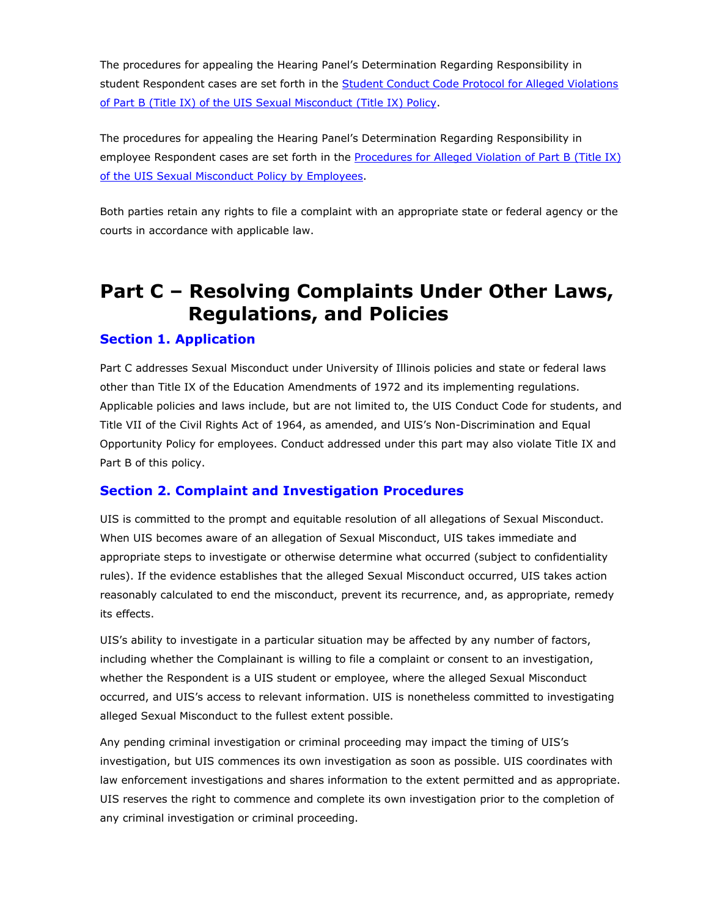The procedures for appealing the Hearing Panel's Determination Regarding Responsibility in student Respondent cases are set forth in the [Student Conduct Code Protocol for Alleged Violations of Part B (Title IX) of the UIS Sexual Misconduct (Title IX) Policy](#).

The procedures for appealing the Hearing Panel's Determination Regarding Responsibility in employee Respondent cases are set forth in the [Procedures for Alleged Violation of Part B (Title IX) of the UIS Sexual Misconduct Policy by Employees](#).

Both parties retain any rights to file a complaint with an appropriate state or federal agency or the courts in accordance with applicable law.

# Part C – Resolving Complaints Under Other Laws, Regulations, and Policies

## Section 1. Application

Part C addresses Sexual Misconduct under University of Illinois policies and state or federal laws other than Title IX of the Education Amendments of 1972 and its implementing regulations. Applicable policies and laws include, but are not limited to, the UIS Conduct Code for students, and Title VII of the Civil Rights Act of 1964, as amended, and UIS's Non-Discrimination and Equal Opportunity Policy for employees. Conduct addressed under this part may also violate Title IX and Part B of this policy.

## Section 2. Complaint and Investigation Procedures

UIS is committed to the prompt and equitable resolution of all allegations of Sexual Misconduct. When UIS becomes aware of an allegation of Sexual Misconduct, UIS takes immediate and appropriate steps to investigate or otherwise determine what occurred (subject to confidentiality rules). If the evidence establishes that the alleged Sexual Misconduct occurred, UIS takes action reasonably calculated to end the misconduct, prevent its recurrence, and, as appropriate, remedy its effects.

UIS's ability to investigate in a particular situation may be affected by any number of factors, including whether the Complainant is willing to file a complaint or consent to an investigation, whether the Respondent is a UIS student or employee, where the alleged Sexual Misconduct occurred, and UIS's access to relevant information. UIS is nonetheless committed to investigating alleged Sexual Misconduct to the fullest extent possible.

Any pending criminal investigation or criminal proceeding may impact the timing of UIS's investigation, but UIS commences its own investigation as soon as possible. UIS coordinates with law enforcement investigations and shares information to the extent permitted and as appropriate. UIS reserves the right to commence and complete its own investigation prior to the completion of any criminal investigation or criminal proceeding.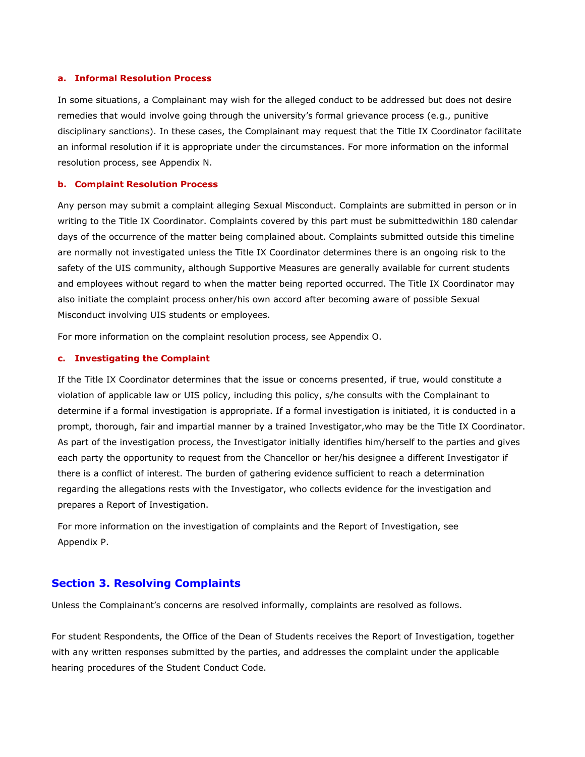### a. Informal Resolution Process

In some situations, a Complainant may wish for the alleged conduct to be addressed but does not desire remedies that would involve going through the university's formal grievance process (e.g., punitive disciplinary sanctions). In these cases, the Complainant may request that the Title IX Coordinator facilitate an informal resolution if it is appropriate under the circumstances. For more information on the informal resolution process, see Appendix N.

### b. Complaint Resolution Process

Any person may submit a complaint alleging Sexual Misconduct. Complaints are submitted in person or in writing to the Title IX Coordinator. Complaints covered by this part must be submittedwithin 180 calendar days of the occurrence of the matter being complained about. Complaints submitted outside this timeline are normally not investigated unless the Title IX Coordinator determines there is an ongoing risk to the safety of the UIS community, although Supportive Measures are generally available for current students and employees without regard to when the matter being reported occurred. The Title IX Coordinator may also initiate the complaint process onher/his own accord after becoming aware of possible Sexual Misconduct involving UIS students or employees.

For more information on the complaint resolution process, see Appendix O.

### c. Investigating the Complaint

If the Title IX Coordinator determines that the issue or concerns presented, if true, would constitute a violation of applicable law or UIS policy, including this policy, s/he consults with the Complainant to determine if a formal investigation is appropriate. If a formal investigation is initiated, it is conducted in a prompt, thorough, fair and impartial manner by a trained Investigator,who may be the Title IX Coordinator. As part of the investigation process, the Investigator initially identifies him/herself to the parties and gives each party the opportunity to request from the Chancellor or her/his designee a different Investigator if there is a conflict of interest. The burden of gathering evidence sufficient to reach a determination regarding the allegations rests with the Investigator, who collects evidence for the investigation and prepares a Report of Investigation.

For more information on the investigation of complaints and the Report of Investigation, see Appendix P.

## Section 3. Resolving Complaints

Unless the Complainant's concerns are resolved informally, complaints are resolved as follows.

For student Respondents, the Office of the Dean of Students receives the Report of Investigation, together with any written responses submitted by the parties, and addresses the complaint under the applicable hearing procedures of the Student Conduct Code.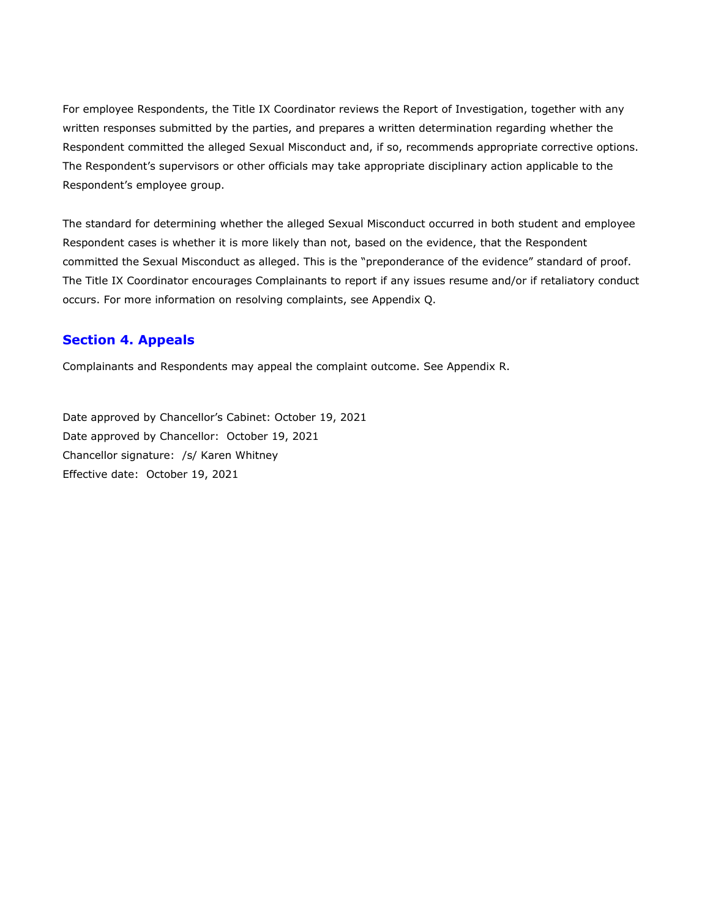For employee Respondents, the Title IX Coordinator reviews the Report of Investigation, together with any written responses submitted by the parties, and prepares a written determination regarding whether the Respondent committed the alleged Sexual Misconduct and, if so, recommends appropriate corrective options. The Respondent's supervisors or other officials may take appropriate disciplinary action applicable to the Respondent's employee group.

The standard for determining whether the alleged Sexual Misconduct occurred in both student and employee Respondent cases is whether it is more likely than not, based on the evidence, that the Respondent committed the Sexual Misconduct as alleged. This is the "preponderance of the evidence" standard of proof. The Title IX Coordinator encourages Complainants to report if any issues resume and/or if retaliatory conduct occurs. For more information on resolving complaints, see Appendix Q.

## Section 4. Appeals

Complainants and Respondents may appeal the complaint outcome. See Appendix R.

Date approved by Chancellor's Cabinet: October 19, 2021
Date approved by Chancellor: October 19, 2021
Chancellor signature: /s/ Karen Whitney
Effective date: October 19, 2021